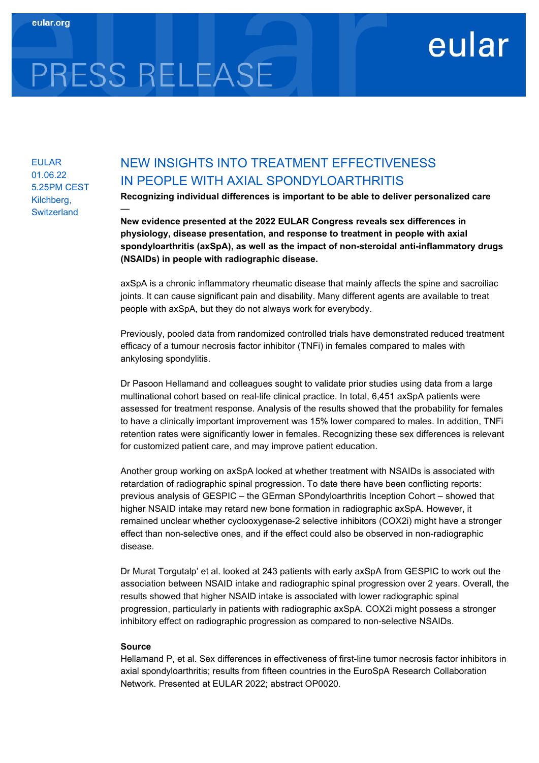eular.org

# PRESS RELEASE

eular

EULAR
01.06.22
5.25PM CEST
Kilchberg,
Switzerland

## NEW INSIGHTS INTO TREATMENT EFFECTIVENESS IN PEOPLE WITH AXIAL SPONDYLOARTHRITIS

**Recognizing individual differences is important to be able to deliver personalized care**

—

**New evidence presented at the 2022 EULAR Congress reveals sex differences in physiology, disease presentation, and response to treatment in people with axial spondyloarthritis (axSpA), as well as the impact of non-steroidal anti-inflammatory drugs (NSAIDs) in people with radiographic disease.**

axSpA is a chronic inflammatory rheumatic disease that mainly affects the spine and sacroiliac joints. It can cause significant pain and disability. Many different agents are available to treat people with axSpA, but they do not always work for everybody.

Previously, pooled data from randomized controlled trials have demonstrated reduced treatment efficacy of a tumour necrosis factor inhibitor (TNFi) in females compared to males with ankylosing spondylitis.

Dr Pasoon Hellamand and colleagues sought to validate prior studies using data from a large multinational cohort based on real-life clinical practice. In total, 6,451 axSpA patients were assessed for treatment response. Analysis of the results showed that the probability for females to have a clinically important improvement was 15% lower compared to males. In addition, TNFi retention rates were significantly lower in females. Recognizing these sex differences is relevant for customized patient care, and may improve patient education.

Another group working on axSpA looked at whether treatment with NSAIDs is associated with retardation of radiographic spinal progression. To date there have been conflicting reports: previous analysis of GESPIC – the GErman SPondyloarthritis Inception Cohort – showed that higher NSAID intake may retard new bone formation in radiographic axSpA. However, it remained unclear whether cyclooxygenase-2 selective inhibitors (COX2i) might have a stronger effect than non-selective ones, and if the effect could also be observed in non-radiographic disease.

Dr Murat Torgutalp' et al. looked at 243 patients with early axSpA from GESPIC to work out the association between NSAID intake and radiographic spinal progression over 2 years. Overall, the results showed that higher NSAID intake is associated with lower radiographic spinal progression, particularly in patients with radiographic axSpA. COX2i might possess a stronger inhibitory effect on radiographic progression as compared to non-selective NSAIDs.

**Source**

Hellamand P, et al. Sex differences in effectiveness of first-line tumor necrosis factor inhibitors in axial spondyloarthritis; results from fifteen countries in the EuroSpA Research Collaboration Network. Presented at EULAR 2022; abstract OP0020.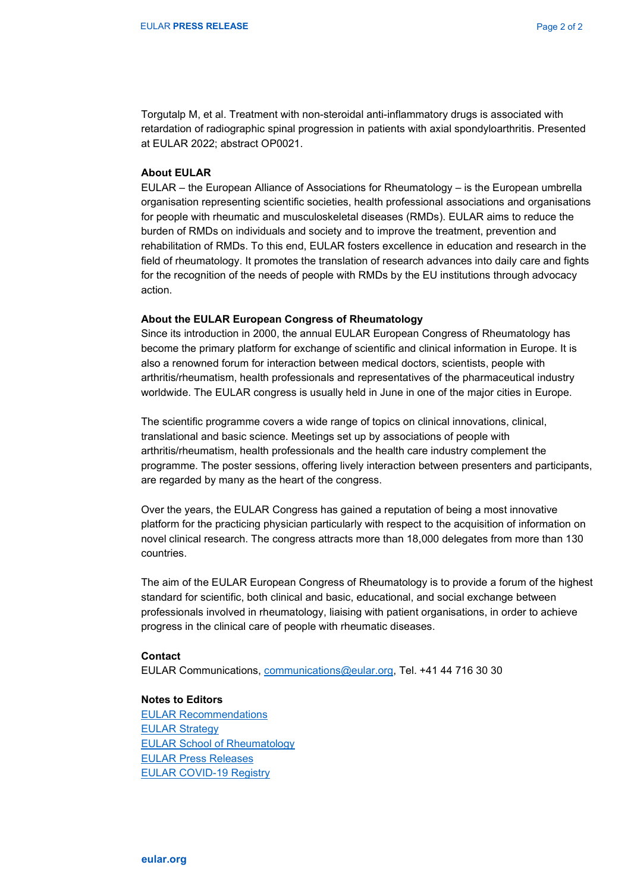Torgutalp M, et al. Treatment with non-steroidal anti-inflammatory drugs is associated with retardation of radiographic spinal progression in patients with axial spondyloarthritis. Presented at EULAR 2022; abstract OP0021.

**About EULAR**

EULAR – the European Alliance of Associations for Rheumatology – is the European umbrella organisation representing scientific societies, health professional associations and organisations for people with rheumatic and musculoskeletal diseases (RMDs). EULAR aims to reduce the burden of RMDs on individuals and society and to improve the treatment, prevention and rehabilitation of RMDs. To this end, EULAR fosters excellence in education and research in the field of rheumatology. It promotes the translation of research advances into daily care and fights for the recognition of the needs of people with RMDs by the EU institutions through advocacy action.

**About the EULAR European Congress of Rheumatology**

Since its introduction in 2000, the annual EULAR European Congress of Rheumatology has become the primary platform for exchange of scientific and clinical information in Europe. It is also a renowned forum for interaction between medical doctors, scientists, people with arthritis/rheumatism, health professionals and representatives of the pharmaceutical industry worldwide. The EULAR congress is usually held in June in one of the major cities in Europe.

The scientific programme covers a wide range of topics on clinical innovations, clinical, translational and basic science. Meetings set up by associations of people with arthritis/rheumatism, health professionals and the health care industry complement the programme. The poster sessions, offering lively interaction between presenters and participants, are regarded by many as the heart of the congress.

Over the years, the EULAR Congress has gained a reputation of being a most innovative platform for the practicing physician particularly with respect to the acquisition of information on novel clinical research. The congress attracts more than 18,000 delegates from more than 130 countries.

The aim of the EULAR European Congress of Rheumatology is to provide a forum of the highest standard for scientific, both clinical and basic, educational, and social exchange between professionals involved in rheumatology, liaising with patient organisations, in order to achieve progress in the clinical care of people with rheumatic diseases.

**Contact**

EULAR Communications, communications@eular.org, Tel. +41 44 716 30 30

**Notes to Editors**

EULAR Recommendations
EULAR Strategy
EULAR School of Rheumatology
EULAR Press Releases
EULAR COVID-19 Registry